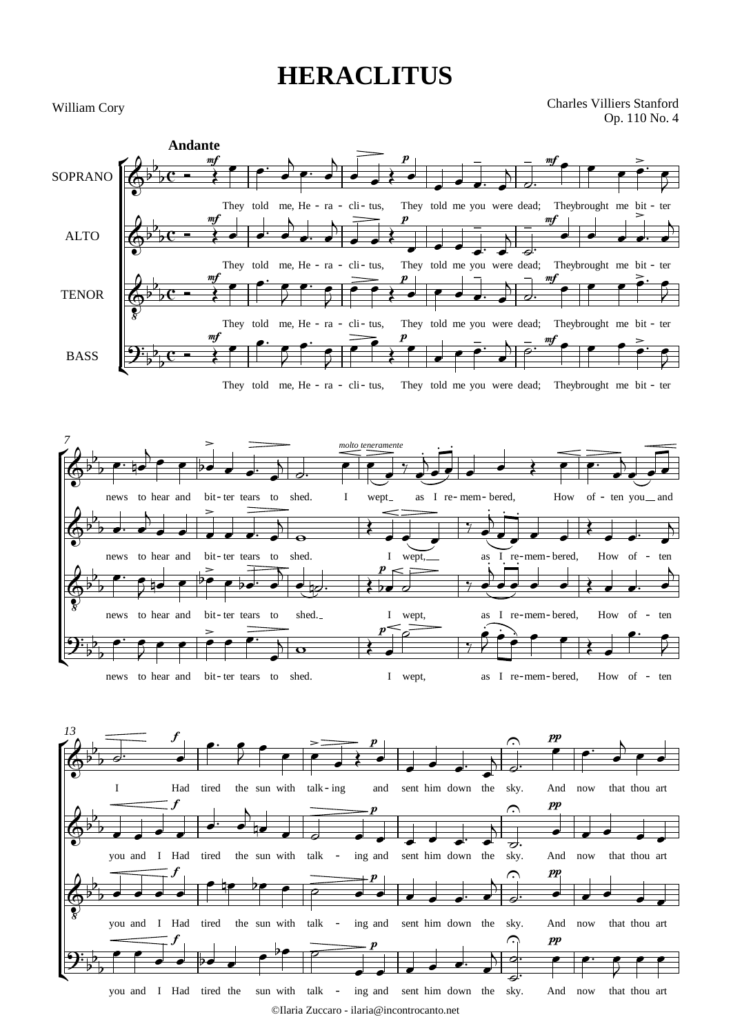# HERACLITUS

William Cory

Charles Villiers Stanford
Op. 110 No. 4

**Andante**

SOPRANO

ALTO

TENOR

BASS

They told me, He - ra - cli - tus, They told me you were dead; They brought me bit - ter

news to hear and bit - ter tears to shed. I wept as I re - mem - bered, How of - ten you and

I Had tired the sun with talk - ing and sent him down the sky. And now that thou art

©Ilaria Zuccaro - ilaria@incontrocanto.net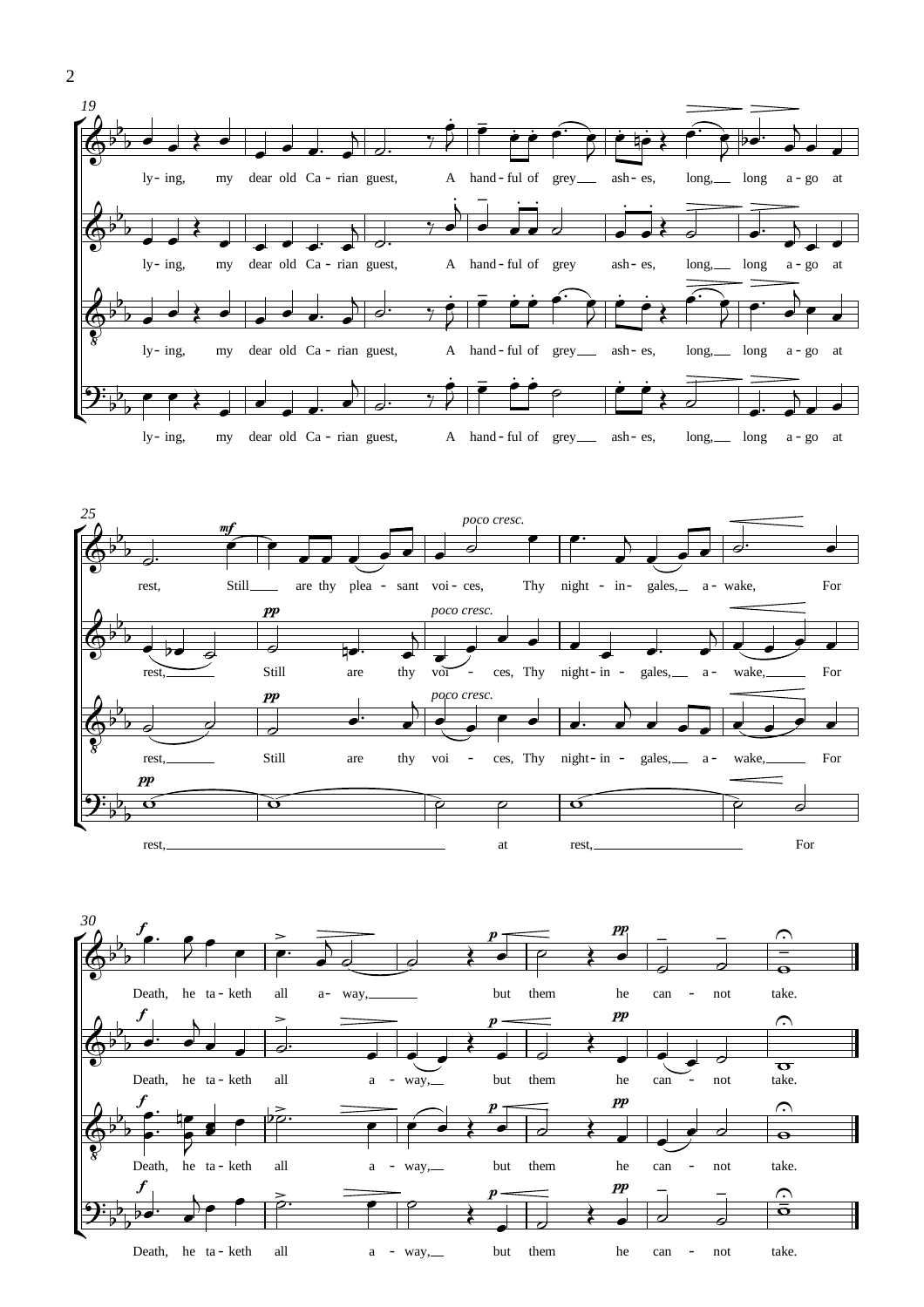lying, my dear old Carian guest, A handful of grey ashes, long, long ago at rest,

Still are thy pleasant voices, Thy nightingales, awake, For

Death, he taketh all away, but them he cannot take.